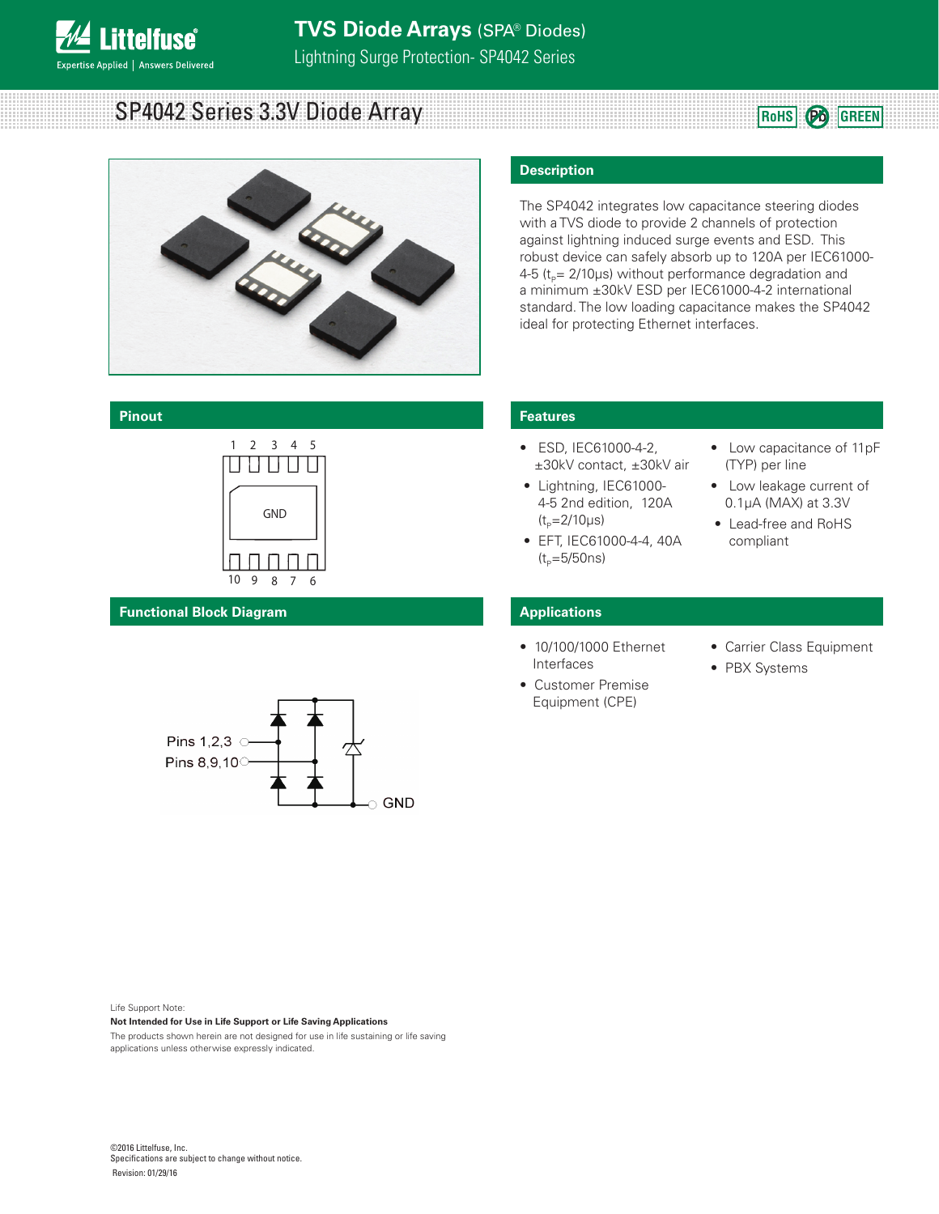# TVS Diode Arrays (SPA® Diodes)

Lightning Surge Protection- SP4042 Series

## SP4042 Series 3.3V Diode Array

RoHS | Pb | GREEN

## Description

The SP4042 integrates low capacitance steering diodes with a TVS diode to provide 2 channels of protection against lightning induced surge events and ESD. This robust device can safely absorb up to 120A per IEC61000-4-5 ($t_P$= 2/10μs) without performance degradation and a minimum ±30kV ESD per IEC61000-4-2 international standard. The low loading capacitance makes the SP4042 ideal for protecting Ethernet interfaces.

## Pinout

1 2 3 4 5

GND

10 9 8 7 6

## Features

- ESD, IEC61000-4-2, ±30kV contact, ±30kV air
- Lightning, IEC61000-4-5 2nd edition, 120A ($t_P$=2/10μs)
- EFT, IEC61000-4-4, 40A ($t_P$=5/50ns)
- Low capacitance of 11pF (TYP) per line
- Low leakage current of 0.1μA (MAX) at 3.3V
- Lead-free and RoHS compliant

## Functional Block Diagram

Pins 1,2,3

Pins 8,9,10

GND

## Applications

- 10/100/1000 Ethernet Interfaces
- Customer Premise Equipment (CPE)
- Carrier Class Equipment
- PBX Systems

Life Support Note:

**Not Intended for Use in Life Support or Life Saving Applications**

The products shown herein are not designed for use in life sustaining or life saving applications unless otherwise expressly indicated.

©2016 Littelfuse, Inc.
Specifications are subject to change without notice.
Revision: 01/29/16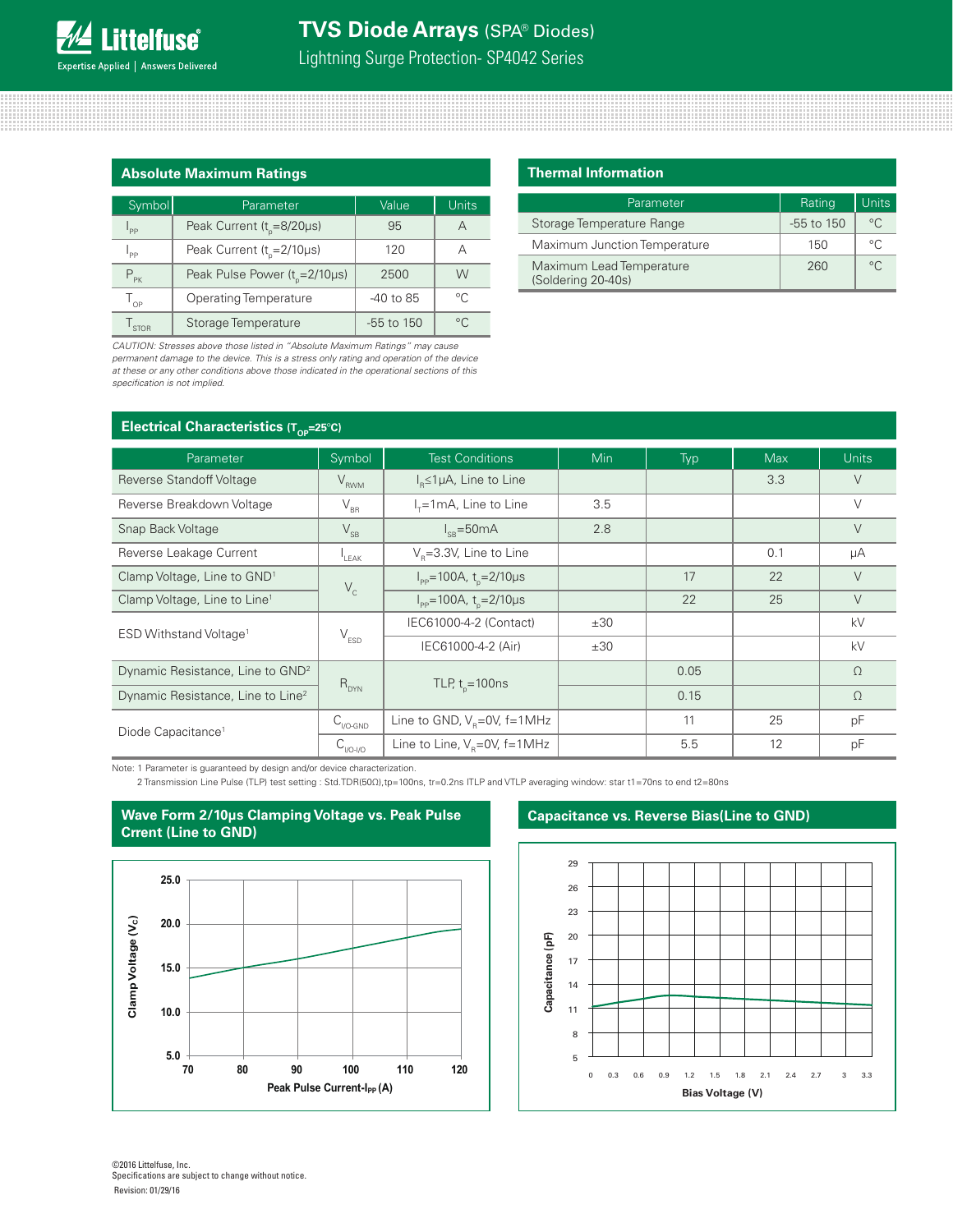## Absolute Maximum Ratings

| Symbol | Parameter | Value | Units |
|---|---|---|---|
| $I_{PP}$ | Peak Current ($t_p$=8/20μs) | 95 | A |
| $I_{PP}$ | Peak Current ($t_p$=2/10μs) | 120 | A |
| $P_{PK}$ | Peak Pulse Power ($t_p$=2/10μs) | 2500 | W |
| $T_{OP}$ | Operating Temperature | -40 to 85 | °C |
| $T_{STOR}$ | Storage Temperature | -55 to 150 | °C |

*CAUTION: Stresses above those listed in "Absolute Maximum Ratings" may cause permanent damage to the device. This is a stress only rating and operation of the device at these or any other conditions above those indicated in the operational sections of this specification is not implied.*

## Thermal Information

| Parameter | Rating | Units |
|---|---|---|
| Storage Temperature Range | -55 to 150 | °C |
| Maximum Junction Temperature | 150 | °C |
| Maximum Lead Temperature (Soldering 20-40s) | 260 | °C |

## Electrical Characteristics ($T_{OP}$=25°C)

| Parameter | Symbol | Test Conditions | Min | Typ | Max | Units |
|---|---|---|---|---|---|---|
| Reverse Standoff Voltage | $V_{RWM}$ | $I_R$≤1μA, Line to Line | | | 3.3 | V |
| Reverse Breakdown Voltage | $V_{BR}$ | $I_T$=1mA, Line to Line | 3.5 | | | V |
| Snap Back Voltage | $V_{SB}$ | $I_{SB}$=50mA | 2.8 | | | V |
| Reverse Leakage Current | $I_{LEAK}$ | $V_R$=3.3V, Line to Line | | | 0.1 | μA |
| Clamp Voltage, Line to GND[1] | $V_C$ | $I_{PP}$=100A, $t_p$=2/10μs | | 17 | 22 | V |
| Clamp Voltage, Line to Line[1] | | $I_{PP}$=100A, $t_p$=2/10μs | | 22 | 25 | V |
| ESD Withstand Voltage[1] | $V_{ESD}$ | IEC61000-4-2 (Contact) | ±30 | | | kV |
| | | IEC61000-4-2 (Air) | ±30 | | | kV |
| Dynamic Resistance, Line to GND[2] | $R_{DYN}$ | TLP, $t_p$=100ns | | 0.05 | | Ω |
| Dynamic Resistance, Line to Line[2] | | | | 0.15 | | Ω |
| Diode Capacitance[1] | $C_{I/O-GND}$ | Line to GND, $V_R$=0V, f=1MHz | | 11 | 25 | pF |
| | $C_{I/O-I/O}$ | Line to Line, $V_R$=0V, f=1MHz | | 5.5 | 12 | pF |

Note: 1 Parameter is guaranteed by design and/or device characterization.
2 Transmission Line Pulse (TLP) test setting : Std.TDR(50Ω),tp=100ns, tr=0.2ns ITLP and VTLP averaging window: star t1=70ns to end t2=80ns

## Wave Form 2/10μs Clamping Voltage vs. Peak Pulse Crrent (Line to GND)

## Capacitance vs. Reverse Bias(Line to GND)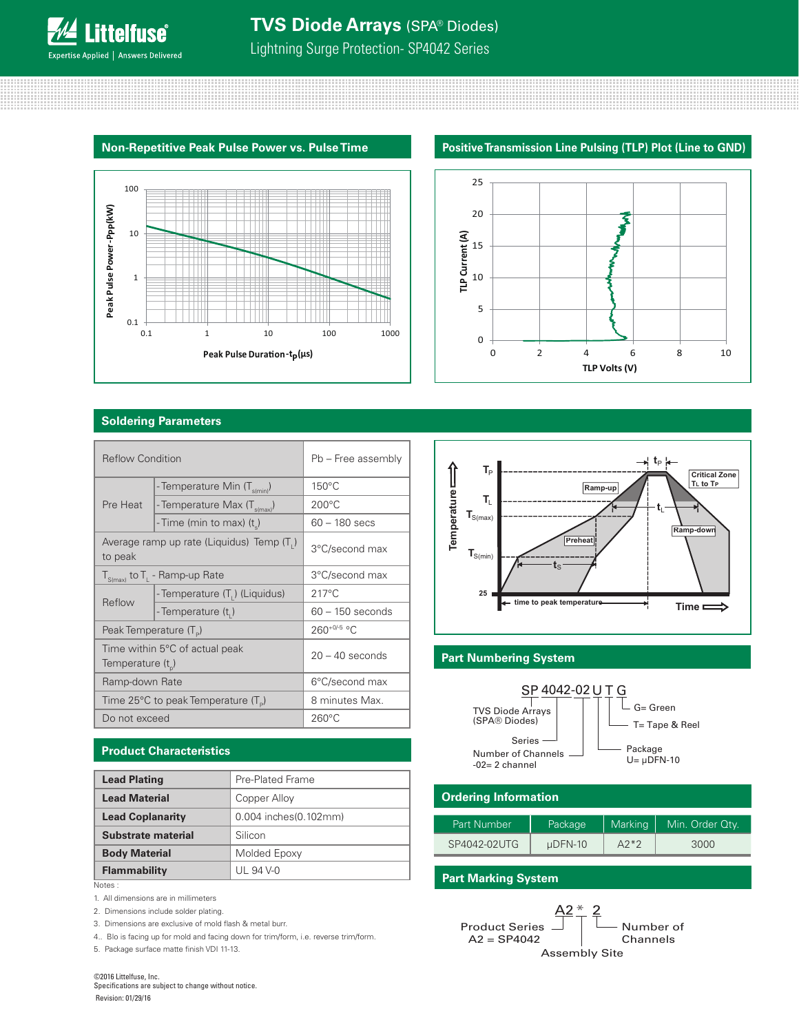## Non-Repetitive Peak Pulse Power vs. Pulse Time

## Positive Transmission Line Pulsing (TLP) Plot (Line to GND)

## Soldering Parameters

| Reflow Condition | | Pb – Free assembly |
|---|---|---|
| Pre Heat | - Temperature Min ($T_{s(min)}$) | 150°C |
| | - Temperature Max ($T_{s(max)}$) | 200°C |
| | - Time (min to max) ($t_s$) | 60 – 180 secs |
| Average ramp up rate (Liquidus) Temp ($T_L$) to peak | | 3°C/second max |
| $T_{S(max)}$ to $T_L$ - Ramp-up Rate | | 3°C/second max |
| Reflow | - Temperature ($T_L$) (Liquidus) | 217°C |
| | - Temperature ($t_L$) | 60 – 150 seconds |
| Peak Temperature ($T_P$) | | $260^{+0/-5}$ °C |
| Time within 5°C of actual peak Temperature ($t_p$) | | 20 – 40 seconds |
| Ramp-down Rate | | 6°C/second max |
| Time 25°C to peak Temperature ($T_P$) | | 8 minutes Max. |
| Do not exceed | | 260°C |

## Product Characteristics

| | |
|---|---|
| **Lead Plating** | Pre-Plated Frame |
| **Lead Material** | Copper Alloy |
| **Lead Coplanarity** | 0.004 inches(0.102mm) |
| **Substrate material** | Silicon |
| **Body Material** | Molded Epoxy |
| **Flammability** | UL 94 V-0 |

Notes :

1. All dimensions are in millimeters
2. Dimensions include solder plating.
3. Dimensions are exclusive of mold flash & metal burr.
4. Blo is facing up for mold and facing down for trim/form, i.e. reverse trim/form.
5. Package surface matte finish VDI 11-13.

## Part Numbering System

SP 4042-02 U T G

- TVS Diode Arrays (SPA® Diodes)
- Series
- Number of Channels -02= 2 channel
- Package U= µDFN-10
- T= Tape & Reel
- G= Green

## Ordering Information

| Part Number | Package | Marking | Min. Order Qty. |
|---|---|---|---|
| SP4042-02UTG | µDFN-10 | A2*2 | 3000 |

## Part Marking System

A2 * 2

- Product Series A2 = SP4042
- Assembly Site
- Number of Channels

©2016 Littelfuse, Inc.
Specifications are subject to change without notice.
Revision: 01/29/16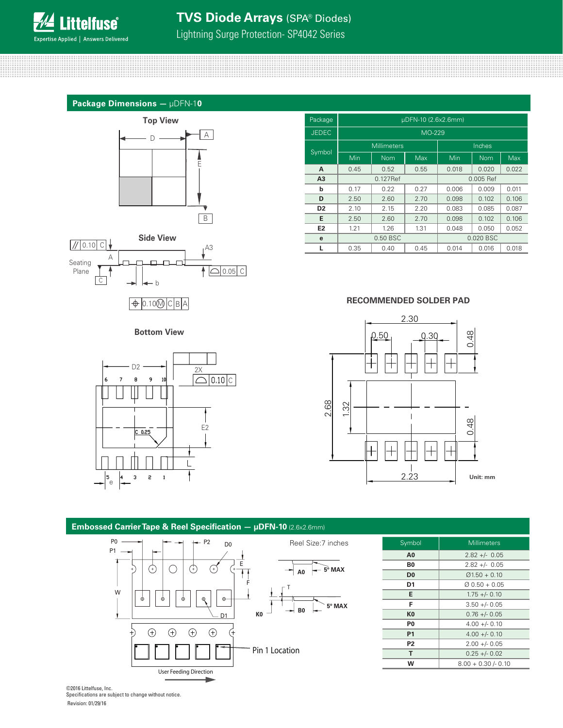## Package Dimensions — μDFN-10

Top View

Side View

Seating Plane

Bottom View

| Package | μDFN-10 (2.6x2.6mm) | | | | | |
|---|---|---|---|---|---|---|
| JEDEC | MO-229 | | | | | |
| Symbol | Millimeters | | | Inches | | |
| | Min | Nom | Max | Min | Nom | Max |
| **A** | 0.45 | 0.52 | 0.55 | 0.018 | 0.020 | 0.022 |
| **A3** | 0.127Ref | | | 0.005 Ref | | |
| **b** | 0.17 | 0.22 | 0.27 | 0.006 | 0.009 | 0.011 |
| **D** | 2.50 | 2.60 | 2.70 | 0.098 | 0.102 | 0.106 |
| **D2** | 2.10 | 2.15 | 2.20 | 0.083 | 0.085 | 0.087 |
| **E** | 2.50 | 2.60 | 2.70 | 0.098 | 0.102 | 0.106 |
| **E2** | 1.21 | 1.26 | 1.31 | 0.048 | 0.050 | 0.052 |
| **e** | 0.50 BSC | | | 0.020 BSC | | |
| **L** | 0.35 | 0.40 | 0.45 | 0.014 | 0.016 | 0.018 |

### RECOMMENDED SOLDER PAD

2.30
0.50
0.30
0.48
2.68
1.32
0.48
2.23

Unit: mm

## Embossed Carrier Tape & Reel Specification — μDFN-10 (2.6x2.6mm)

Reel Size:7 inches

5° MAX

5° MAX

Pin 1 Location

User Feeding Direction

| Symbol | Millimeters |
|---|---|
| **A0** | 2.82 +/- 0.05 |
| **B0** | 2.82 +/- 0.05 |
| **D0** | Ø1.50 + 0.10 |
| **D1** | Ø 0.50 + 0.05 |
| **E** | 1.75 +/- 0.10 |
| **F** | 3.50 +/- 0.05 |
| **K0** | 0.76 +/- 0.05 |
| **P0** | 4.00 +/- 0.10 |
| **P1** | 4.00 +/- 0.10 |
| **P2** | 2.00 +/- 0.05 |
| **T** | 0.25 +/- 0.02 |
| **W** | 8.00 + 0.30 /- 0.10 |

©2016 Littelfuse, Inc.
Specifications are subject to change without notice.
Revision: 01/29/16